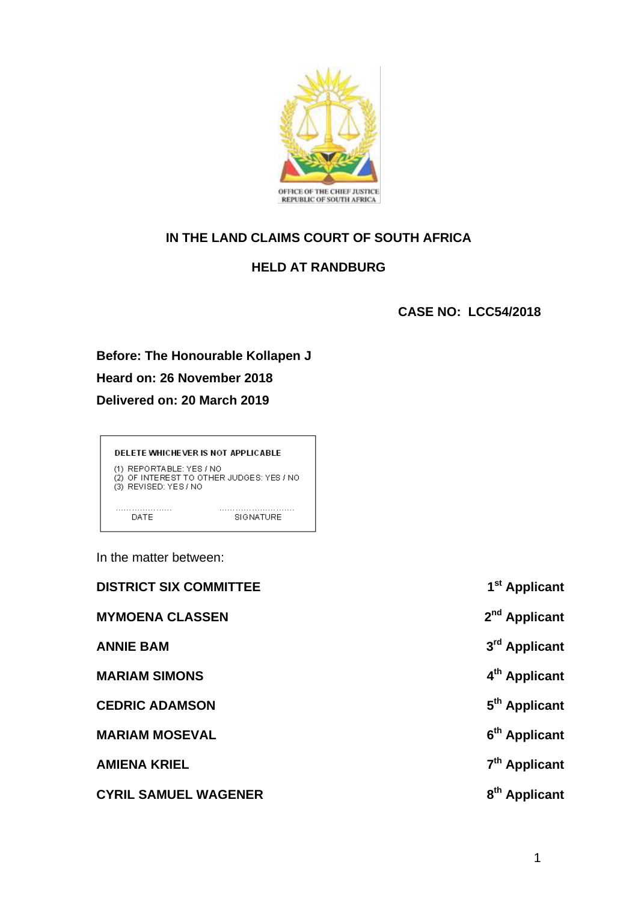OFFICE OF THE CHIEF JUSTICE
REPUBLIC OF SOUTH AFRICA

**IN THE LAND CLAIMS COURT OF SOUTH AFRICA**

**HELD AT RANDBURG**

**CASE NO: LCC54/2018**

**Before: The Honourable Kollapen J**

**Heard on: 26 November 2018**

**Delivered on: 20 March 2019**

DELETE WHICHEVER IS NOT APPLICABLE

(1) REPORTABLE: YES / NO
(2) OF INTEREST TO OTHER JUDGES: YES / NO
(3) REVISED: YES / NO

………………… ………………………
DATE SIGNATURE

In the matter between:

| | |
|---|---|
| **DISTRICT SIX COMMITTEE** | **1st Applicant** |
| **MYMOENA CLASSEN** | **2nd Applicant** |
| **ANNIE BAM** | **3rd Applicant** |
| **MARIAM SIMONS** | **4th Applicant** |
| **CEDRIC ADAMSON** | **5th Applicant** |
| **MARIAM MOSEVAL** | **6th Applicant** |
| **AMIENA KRIEL** | **7th Applicant** |
| **CYRIL SAMUEL WAGENER** | **8th Applicant** |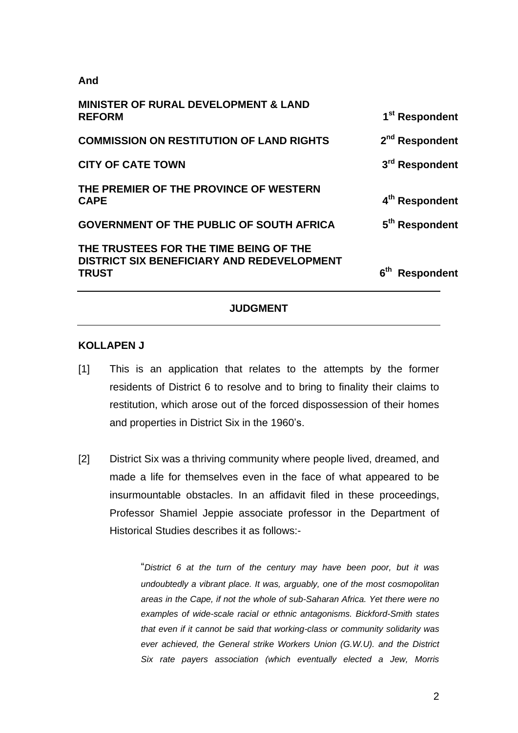**And**

| | |
|---|---|
| **MINISTER OF RURAL DEVELOPMENT & LAND REFORM** | **1st Respondent** |
| **COMMISSION ON RESTITUTION OF LAND RIGHTS** | **2nd Respondent** |
| **CITY OF CATE TOWN** | **3rd Respondent** |
| **THE PREMIER OF THE PROVINCE OF WESTERN CAPE** | **4th Respondent** |
| **GOVERNMENT OF THE PUBLIC OF SOUTH AFRICA** | **5th Respondent** |
| **THE TRUSTEES FOR THE TIME BEING OF THE DISTRICT SIX BENEFICIARY AND REDEVELOPMENT TRUST** | **6th Respondent** |

---

**JUDGMENT**

---

**KOLLAPEN J**

[1] This is an application that relates to the attempts by the former residents of District 6 to resolve and to bring to finality their claims to restitution, which arose out of the forced dispossession of their homes and properties in District Six in the 1960's.

[2] District Six was a thriving community where people lived, dreamed, and made a life for themselves even in the face of what appeared to be insurmountable obstacles. In an affidavit filed in these proceedings, Professor Shamiel Jeppie associate professor in the Department of Historical Studies describes it as follows:-

> "*District 6 at the turn of the century may have been poor, but it was undoubtedly a vibrant place. It was, arguably, one of the most cosmopolitan areas in the Cape, if not the whole of sub-Saharan Africa. Yet there were no examples of wide-scale racial or ethnic antagonisms. Bickford-Smith states that even if it cannot be said that working-class or community solidarity was ever achieved, the General strike Workers Union (G.W.U). and the District Six rate payers association (which eventually elected a Jew, Morris*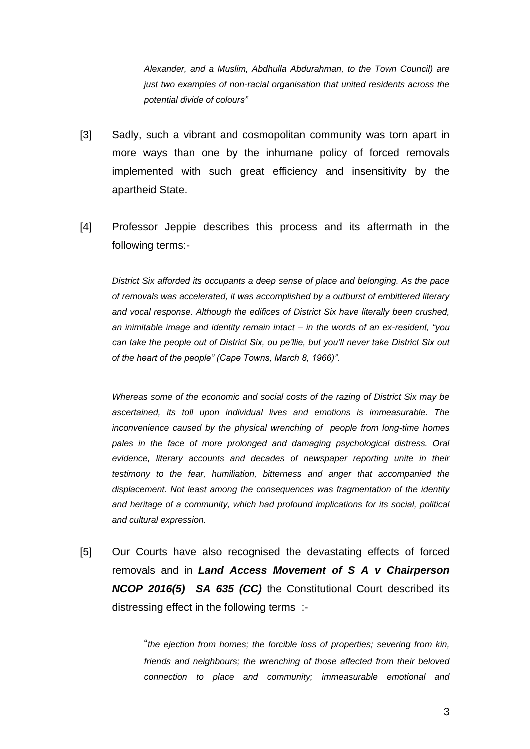*Alexander, and a Muslim, Abdhulla Abdurahman, to the Town Council) are just two examples of non-racial organisation that united residents across the potential divide of colours"*

[3] Sadly, such a vibrant and cosmopolitan community was torn apart in more ways than one by the inhumane policy of forced removals implemented with such great efficiency and insensitivity by the apartheid State.

[4] Professor Jeppie describes this process and its aftermath in the following terms:-

> *District Six afforded its occupants a deep sense of place and belonging. As the pace of removals was accelerated, it was accomplished by a outburst of embittered literary and vocal response. Although the edifices of District Six have literally been crushed, an inimitable image and identity remain intact – in the words of an ex-resident, "you can take the people out of District Six, ou pe'llie, but you'll never take District Six out of the heart of the people" (Cape Towns, March 8, 1966)".*
>
> *Whereas some of the economic and social costs of the razing of District Six may be ascertained, its toll upon individual lives and emotions is immeasurable. The inconvenience caused by the physical wrenching of people from long-time homes pales in the face of more prolonged and damaging psychological distress. Oral evidence, literary accounts and decades of newspaper reporting unite in their testimony to the fear, humiliation, bitterness and anger that accompanied the displacement. Not least among the consequences was fragmentation of the identity and heritage of a community, which had profound implications for its social, political and cultural expression.*

[5] Our Courts have also recognised the devastating effects of forced removals and in ***Land Access Movement of S A v Chairperson NCOP 2016(5) SA 635 (CC)*** the Constitutional Court described its distressing effect in the following terms :-

> "*the ejection from homes; the forcible loss of properties; severing from kin, friends and neighbours; the wrenching of those affected from their beloved connection to place and community; immeasurable emotional and*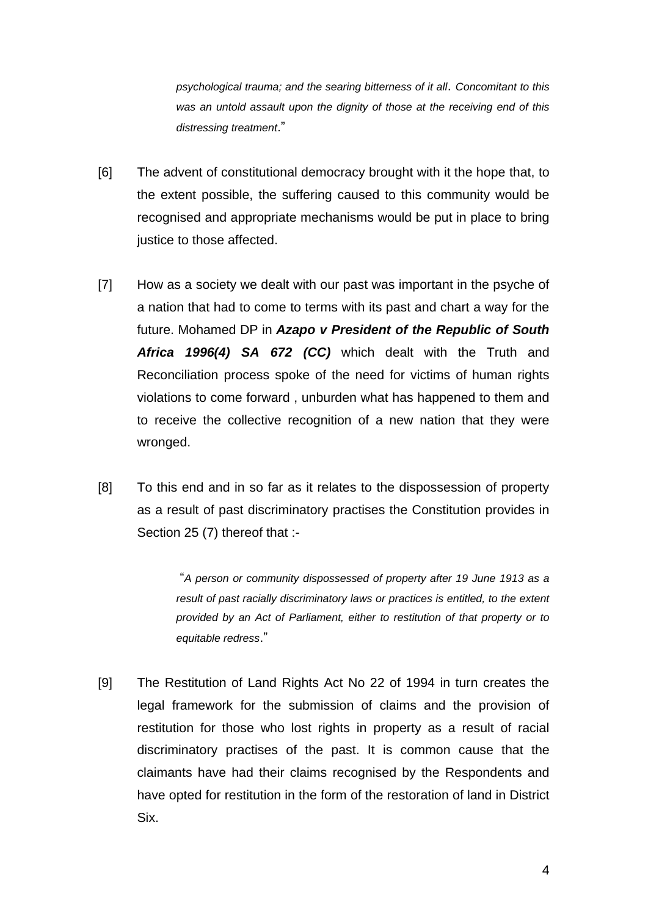> *psychological trauma; and the searing bitterness of it all. Concomitant to this was an untold assault upon the dignity of those at the receiving end of this distressing treatment*."

[6] The advent of constitutional democracy brought with it the hope that, to the extent possible, the suffering caused to this community would be recognised and appropriate mechanisms would be put in place to bring justice to those affected.

[7] How as a society we dealt with our past was important in the psyche of a nation that had to come to terms with its past and chart a way for the future. Mohamed DP in ***Azapo v President of the Republic of South Africa 1996(4) SA 672 (CC)*** which dealt with the Truth and Reconciliation process spoke of the need for victims of human rights violations to come forward , unburden what has happened to them and to receive the collective recognition of a new nation that they were wronged.

[8] To this end and in so far as it relates to the dispossession of property as a result of past discriminatory practises the Constitution provides in Section 25 (7) thereof that :-

> "*A person or community dispossessed of property after 19 June 1913 as a result of past racially discriminatory laws or practices is entitled, to the extent provided by an Act of Parliament, either to restitution of that property or to equitable redress*."

[9] The Restitution of Land Rights Act No 22 of 1994 in turn creates the legal framework for the submission of claims and the provision of restitution for those who lost rights in property as a result of racial discriminatory practises of the past. It is common cause that the claimants have had their claims recognised by the Respondents and have opted for restitution in the form of the restoration of land in District Six.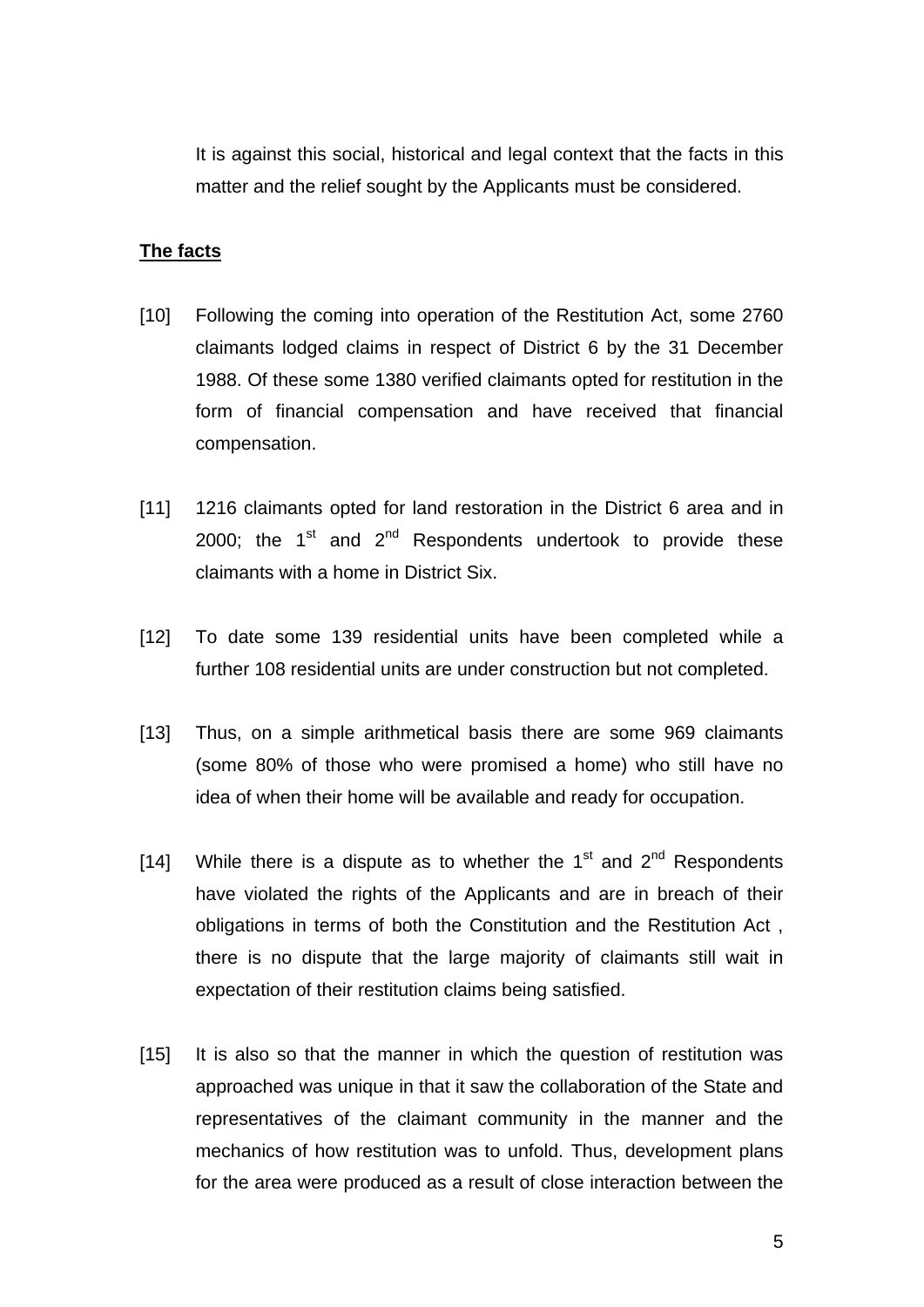It is against this social, historical and legal context that the facts in this matter and the relief sought by the Applicants must be considered.

**The facts**

[10] Following the coming into operation of the Restitution Act, some 2760 claimants lodged claims in respect of District 6 by the 31 December 1988. Of these some 1380 verified claimants opted for restitution in the form of financial compensation and have received that financial compensation.

[11] 1216 claimants opted for land restoration in the District 6 area and in 2000; the 1st and 2nd Respondents undertook to provide these claimants with a home in District Six.

[12] To date some 139 residential units have been completed while a further 108 residential units are under construction but not completed.

[13] Thus, on a simple arithmetical basis there are some 969 claimants (some 80% of those who were promised a home) who still have no idea of when their home will be available and ready for occupation.

[14] While there is a dispute as to whether the 1st and 2nd Respondents have violated the rights of the Applicants and are in breach of their obligations in terms of both the Constitution and the Restitution Act , there is no dispute that the large majority of claimants still wait in expectation of their restitution claims being satisfied.

[15] It is also so that the manner in which the question of restitution was approached was unique in that it saw the collaboration of the State and representatives of the claimant community in the manner and the mechanics of how restitution was to unfold. Thus, development plans for the area were produced as a result of close interaction between the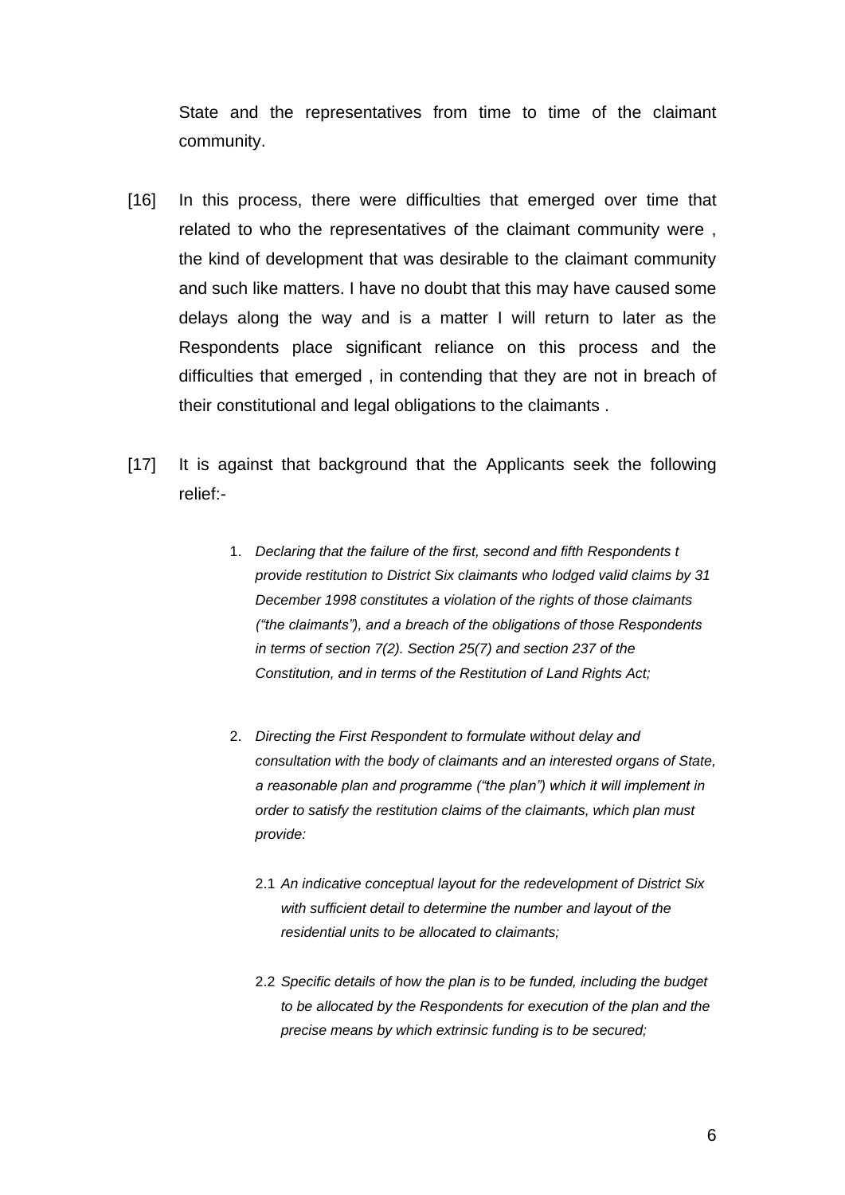State and the representatives from time to time of the claimant community.

[16] In this process, there were difficulties that emerged over time that related to who the representatives of the claimant community were , the kind of development that was desirable to the claimant community and such like matters. I have no doubt that this may have caused some delays along the way and is a matter I will return to later as the Respondents place significant reliance on this process and the difficulties that emerged , in contending that they are not in breach of their constitutional and legal obligations to the claimants .

[17] It is against that background that the Applicants seek the following relief:-

> 1. *Declaring that the failure of the first, second and fifth Respondents t provide restitution to District Six claimants who lodged valid claims by 31 December 1998 constitutes a violation of the rights of those claimants ("the claimants"), and a breach of the obligations of those Respondents in terms of section 7(2). Section 25(7) and section 237 of the Constitution, and in terms of the Restitution of Land Rights Act;*
>
> 2. *Directing the First Respondent to formulate without delay and consultation with the body of claimants and an interested organs of State, a reasonable plan and programme ("the plan") which it will implement in order to satisfy the restitution claims of the claimants, which plan must provide:*
>
>    2.1 *An indicative conceptual layout for the redevelopment of District Six with sufficient detail to determine the number and layout of the residential units to be allocated to claimants;*
>
>    2.2 *Specific details of how the plan is to be funded, including the budget to be allocated by the Respondents for execution of the plan and the precise means by which extrinsic funding is to be secured;*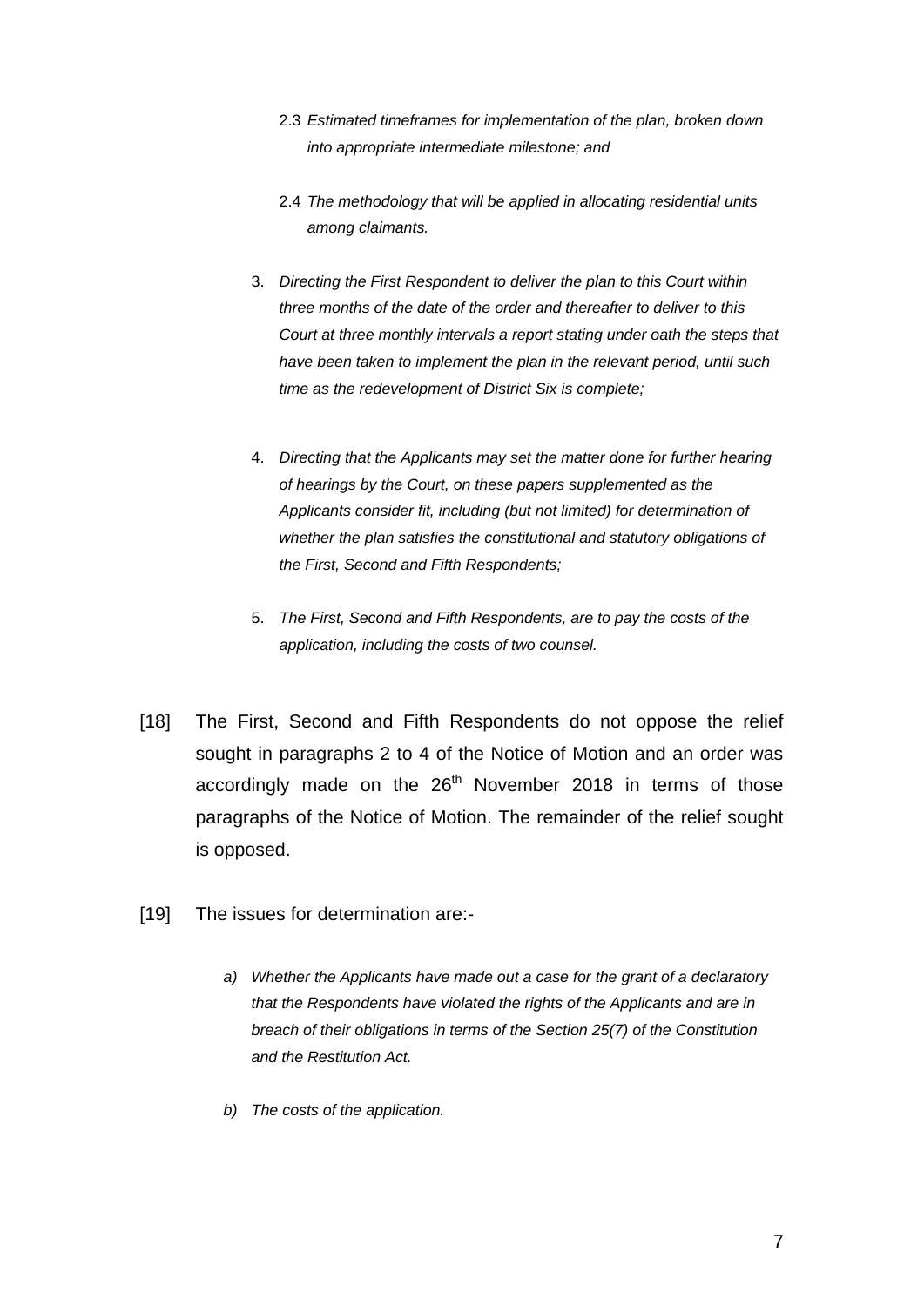2.3 *Estimated timeframes for implementation of the plan, broken down into appropriate intermediate milestone; and*

2.4 *The methodology that will be applied in allocating residential units among claimants.*

3. *Directing the First Respondent to deliver the plan to this Court within three months of the date of the order and thereafter to deliver to this Court at three monthly intervals a report stating under oath the steps that have been taken to implement the plan in the relevant period, until such time as the redevelopment of District Six is complete;*

4. *Directing that the Applicants may set the matter done for further hearing of hearings by the Court, on these papers supplemented as the Applicants consider fit, including (but not limited) for determination of whether the plan satisfies the constitutional and statutory obligations of the First, Second and Fifth Respondents;*

5. *The First, Second and Fifth Respondents, are to pay the costs of the application, including the costs of two counsel.*

[18] The First, Second and Fifth Respondents do not oppose the relief sought in paragraphs 2 to 4 of the Notice of Motion and an order was accordingly made on the 26th November 2018 in terms of those paragraphs of the Notice of Motion. The remainder of the relief sought is opposed.

[19] The issues for determination are:-

a) *Whether the Applicants have made out a case for the grant of a declaratory that the Respondents have violated the rights of the Applicants and are in breach of their obligations in terms of the Section 25(7) of the Constitution and the Restitution Act.*

b) *The costs of the application.*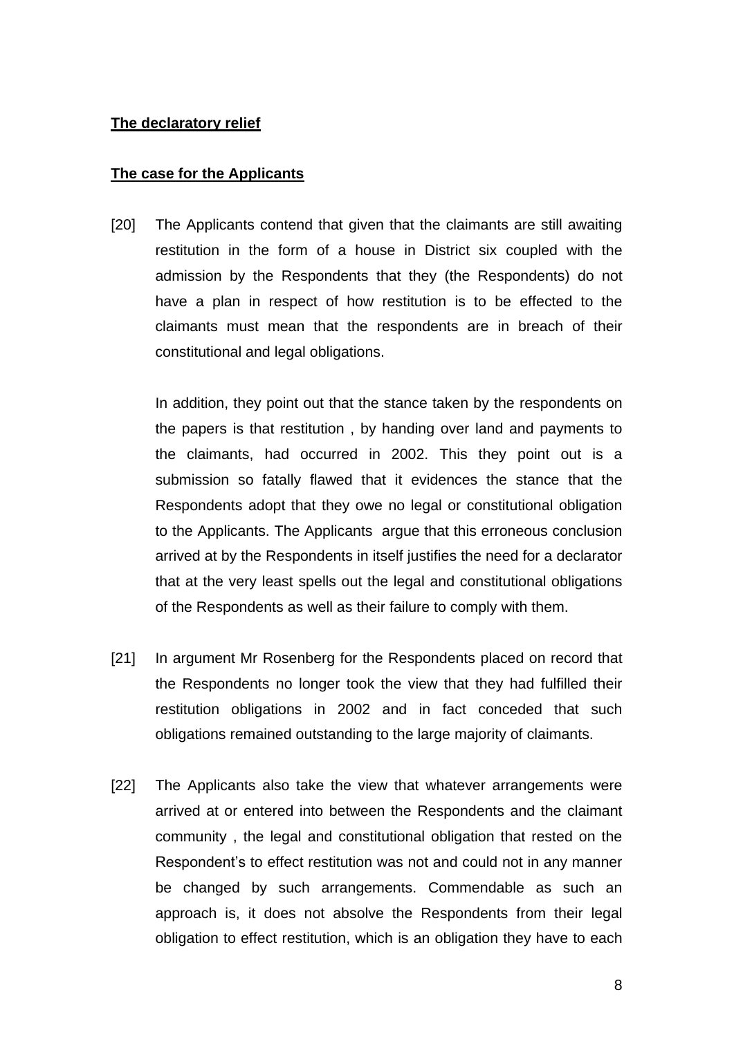**The declaratory relief**

**The case for the Applicants**

[20] The Applicants contend that given that the claimants are still awaiting restitution in the form of a house in District six coupled with the admission by the Respondents that they (the Respondents) do not have a plan in respect of how restitution is to be effected to the claimants must mean that the respondents are in breach of their constitutional and legal obligations.

In addition, they point out that the stance taken by the respondents on the papers is that restitution , by handing over land and payments to the claimants, had occurred in 2002. This they point out is a submission so fatally flawed that it evidences the stance that the Respondents adopt that they owe no legal or constitutional obligation to the Applicants. The Applicants argue that this erroneous conclusion arrived at by the Respondents in itself justifies the need for a declarator that at the very least spells out the legal and constitutional obligations of the Respondents as well as their failure to comply with them.

[21] In argument Mr Rosenberg for the Respondents placed on record that the Respondents no longer took the view that they had fulfilled their restitution obligations in 2002 and in fact conceded that such obligations remained outstanding to the large majority of claimants.

[22] The Applicants also take the view that whatever arrangements were arrived at or entered into between the Respondents and the claimant community , the legal and constitutional obligation that rested on the Respondent's to effect restitution was not and could not in any manner be changed by such arrangements. Commendable as such an approach is, it does not absolve the Respondents from their legal obligation to effect restitution, which is an obligation they have to each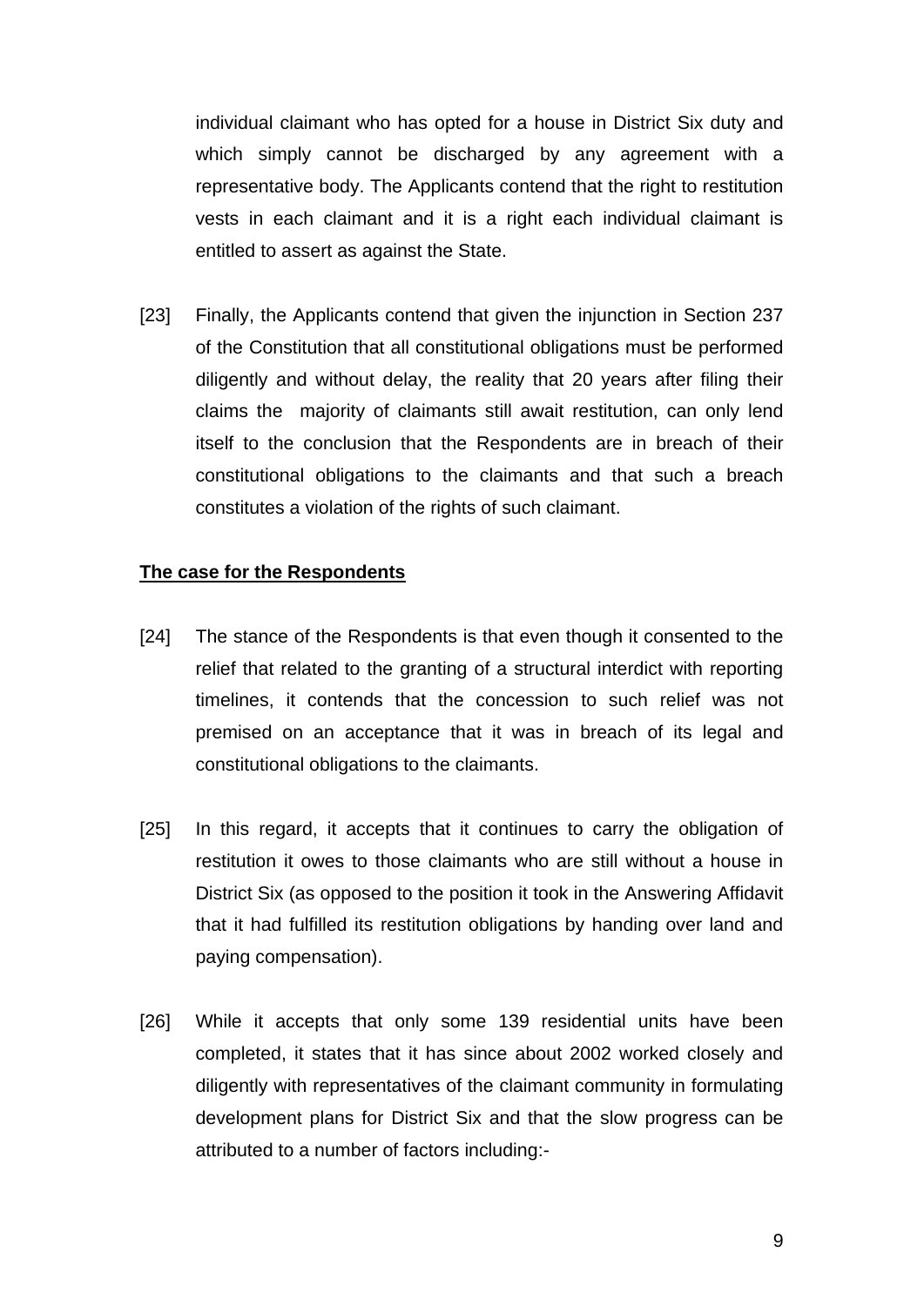individual claimant who has opted for a house in District Six duty and which simply cannot be discharged by any agreement with a representative body. The Applicants contend that the right to restitution vests in each claimant and it is a right each individual claimant is entitled to assert as against the State.

[23] Finally, the Applicants contend that given the injunction in Section 237 of the Constitution that all constitutional obligations must be performed diligently and without delay, the reality that 20 years after filing their claims the majority of claimants still await restitution, can only lend itself to the conclusion that the Respondents are in breach of their constitutional obligations to the claimants and that such a breach constitutes a violation of the rights of such claimant.

**The case for the Respondents**

[24] The stance of the Respondents is that even though it consented to the relief that related to the granting of a structural interdict with reporting timelines, it contends that the concession to such relief was not premised on an acceptance that it was in breach of its legal and constitutional obligations to the claimants.

[25] In this regard, it accepts that it continues to carry the obligation of restitution it owes to those claimants who are still without a house in District Six (as opposed to the position it took in the Answering Affidavit that it had fulfilled its restitution obligations by handing over land and paying compensation).

[26] While it accepts that only some 139 residential units have been completed, it states that it has since about 2002 worked closely and diligently with representatives of the claimant community in formulating development plans for District Six and that the slow progress can be attributed to a number of factors including:-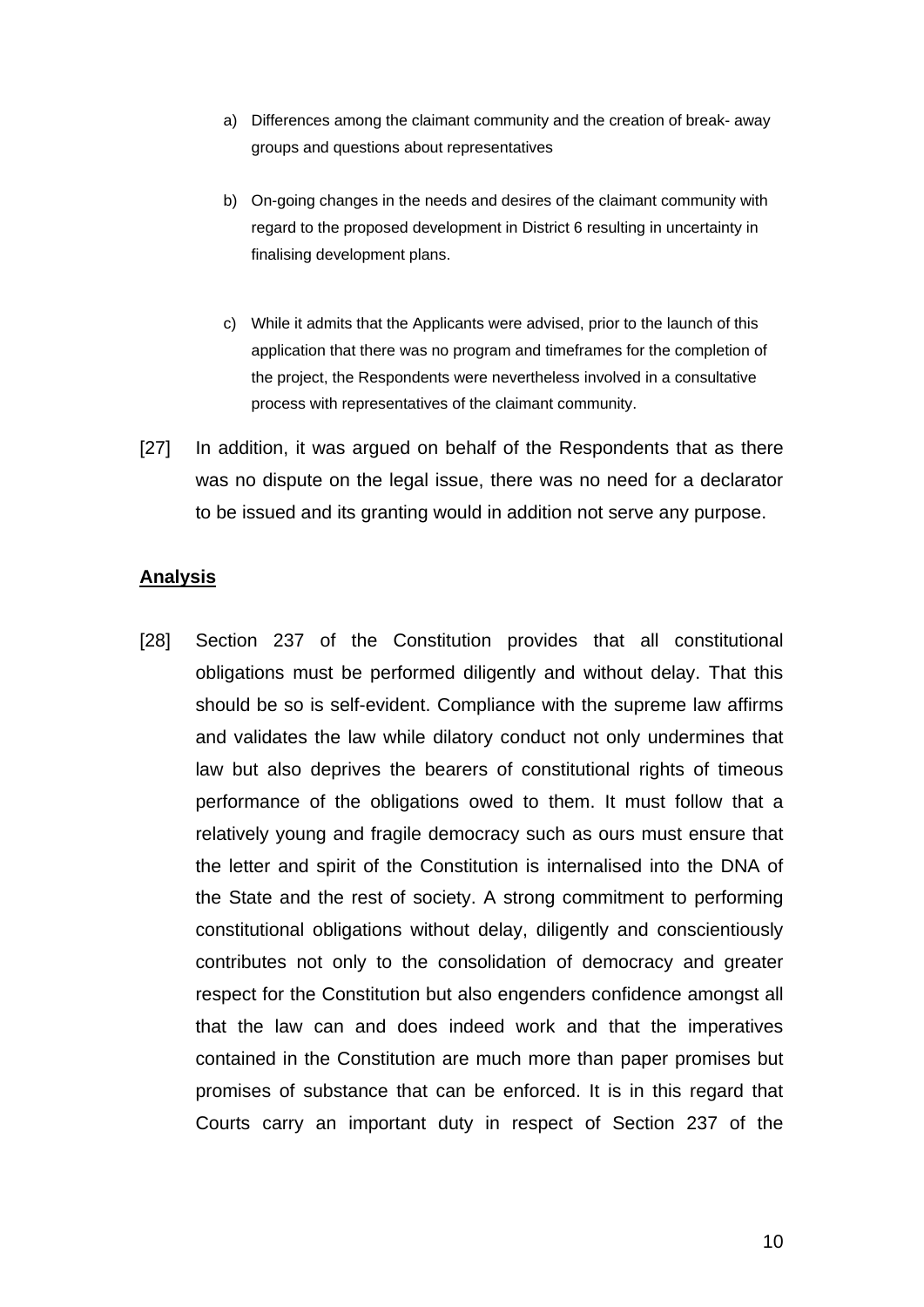a) Differences among the claimant community and the creation of break- away groups and questions about representatives

b) On-going changes in the needs and desires of the claimant community with regard to the proposed development in District 6 resulting in uncertainty in finalising development plans.

c) While it admits that the Applicants were advised, prior to the launch of this application that there was no program and timeframes for the completion of the project, the Respondents were nevertheless involved in a consultative process with representatives of the claimant community.

[27] In addition, it was argued on behalf of the Respondents that as there was no dispute on the legal issue, there was no need for a declarator to be issued and its granting would in addition not serve any purpose.

**Analysis**

[28] Section 237 of the Constitution provides that all constitutional obligations must be performed diligently and without delay. That this should be so is self-evident. Compliance with the supreme law affirms and validates the law while dilatory conduct not only undermines that law but also deprives the bearers of constitutional rights of timeous performance of the obligations owed to them. It must follow that a relatively young and fragile democracy such as ours must ensure that the letter and spirit of the Constitution is internalised into the DNA of the State and the rest of society. A strong commitment to performing constitutional obligations without delay, diligently and conscientiously contributes not only to the consolidation of democracy and greater respect for the Constitution but also engenders confidence amongst all that the law can and does indeed work and that the imperatives contained in the Constitution are much more than paper promises but promises of substance that can be enforced. It is in this regard that Courts carry an important duty in respect of Section 237 of the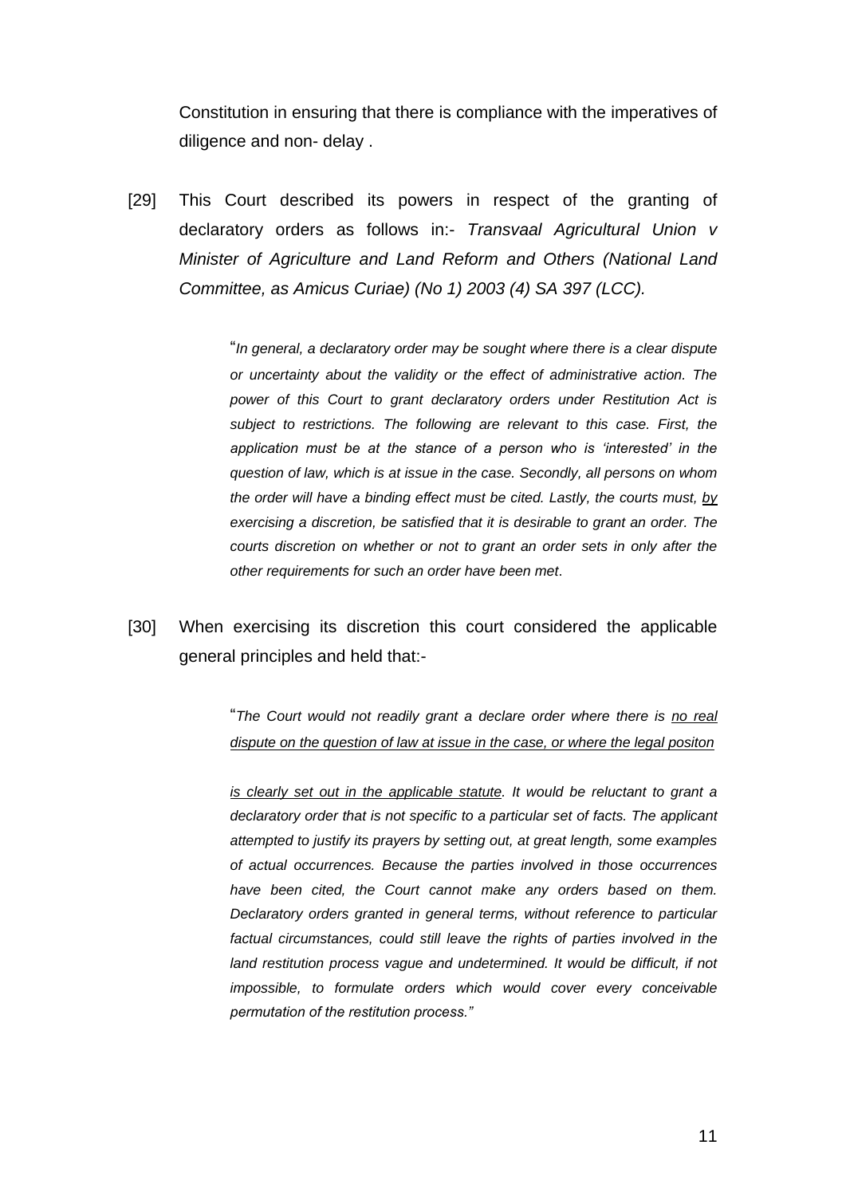Constitution in ensuring that there is compliance with the imperatives of diligence and non- delay .

[29] This Court described its powers in respect of the granting of declaratory orders as follows in:- *Transvaal Agricultural Union v Minister of Agriculture and Land Reform and Others (National Land Committee, as Amicus Curiae) (No 1) 2003 (4) SA 397 (LCC).*

> "*In general, a declaratory order may be sought where there is a clear dispute or uncertainty about the validity or the effect of administrative action. The power of this Court to grant declaratory orders under Restitution Act is subject to restrictions. The following are relevant to this case. First, the application must be at the stance of a person who is 'interested' in the question of law, which is at issue in the case. Secondly, all persons on whom the order will have a binding effect must be cited. Lastly, the courts must, <u>by</u> exercising a discretion, be satisfied that it is desirable to grant an order. The courts discretion on whether or not to grant an order sets in only after the other requirements for such an order have been met*.

[30] When exercising its discretion this court considered the applicable general principles and held that:-

> "*The Court would not readily grant a declare order where there is <u>no real dispute on the question of law at issue in the case, or where the legal positon is clearly set out in the applicable statute</u>. It would be reluctant to grant a declaratory order that is not specific to a particular set of facts. The applicant attempted to justify its prayers by setting out, at great length, some examples of actual occurrences. Because the parties involved in those occurrences have been cited, the Court cannot make any orders based on them. Declaratory orders granted in general terms, without reference to particular factual circumstances, could still leave the rights of parties involved in the land restitution process vague and undetermined. It would be difficult, if not impossible, to formulate orders which would cover every conceivable permutation of the restitution process."*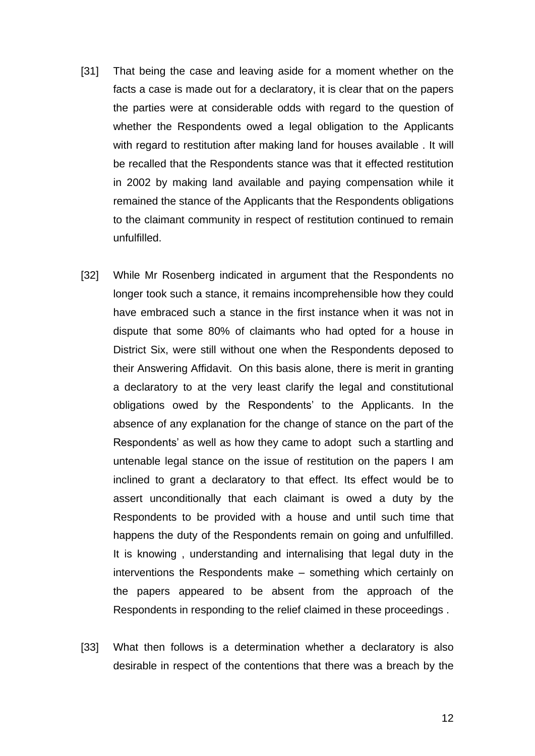[31] That being the case and leaving aside for a moment whether on the facts a case is made out for a declaratory, it is clear that on the papers the parties were at considerable odds with regard to the question of whether the Respondents owed a legal obligation to the Applicants with regard to restitution after making land for houses available . It will be recalled that the Respondents stance was that it effected restitution in 2002 by making land available and paying compensation while it remained the stance of the Applicants that the Respondents obligations to the claimant community in respect of restitution continued to remain unfulfilled.

[32] While Mr Rosenberg indicated in argument that the Respondents no longer took such a stance, it remains incomprehensible how they could have embraced such a stance in the first instance when it was not in dispute that some 80% of claimants who had opted for a house in District Six, were still without one when the Respondents deposed to their Answering Affidavit. On this basis alone, there is merit in granting a declaratory to at the very least clarify the legal and constitutional obligations owed by the Respondents' to the Applicants. In the absence of any explanation for the change of stance on the part of the Respondents' as well as how they came to adopt such a startling and untenable legal stance on the issue of restitution on the papers I am inclined to grant a declaratory to that effect. Its effect would be to assert unconditionally that each claimant is owed a duty by the Respondents to be provided with a house and until such time that happens the duty of the Respondents remain on going and unfulfilled. It is knowing , understanding and internalising that legal duty in the interventions the Respondents make – something which certainly on the papers appeared to be absent from the approach of the Respondents in responding to the relief claimed in these proceedings .

[33] What then follows is a determination whether a declaratory is also desirable in respect of the contentions that there was a breach by the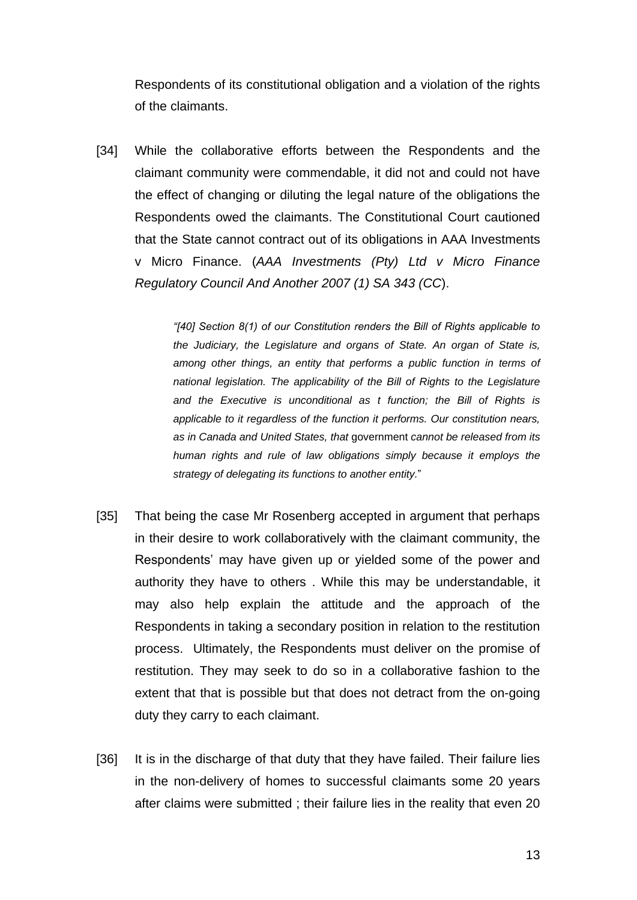Respondents of its constitutional obligation and a violation of the rights of the claimants.

[34] While the collaborative efforts between the Respondents and the claimant community were commendable, it did not and could not have the effect of changing or diluting the legal nature of the obligations the Respondents owed the claimants. The Constitutional Court cautioned that the State cannot contract out of its obligations in AAA Investments v Micro Finance. (*AAA Investments (Pty) Ltd v Micro Finance Regulatory Council And Another 2007 (1) SA 343 (CC*).

> *"[40] Section 8(1) of our Constitution renders the Bill of Rights applicable to the Judiciary, the Legislature and organs of State. An organ of State is, among other things, an entity that performs a public function in terms of national legislation. The applicability of the Bill of Rights to the Legislature and the Executive is unconditional as t function; the Bill of Rights is applicable to it regardless of the function it performs. Our constitution nears, as in Canada and United States, that* government *cannot be released from its human rights and rule of law obligations simply because it employs the strategy of delegating its functions to another entity.*"

[35] That being the case Mr Rosenberg accepted in argument that perhaps in their desire to work collaboratively with the claimant community, the Respondents' may have given up or yielded some of the power and authority they have to others . While this may be understandable, it may also help explain the attitude and the approach of the Respondents in taking a secondary position in relation to the restitution process. Ultimately, the Respondents must deliver on the promise of restitution. They may seek to do so in a collaborative fashion to the extent that that is possible but that does not detract from the on-going duty they carry to each claimant.

[36] It is in the discharge of that duty that they have failed. Their failure lies in the non-delivery of homes to successful claimants some 20 years after claims were submitted ; their failure lies in the reality that even 20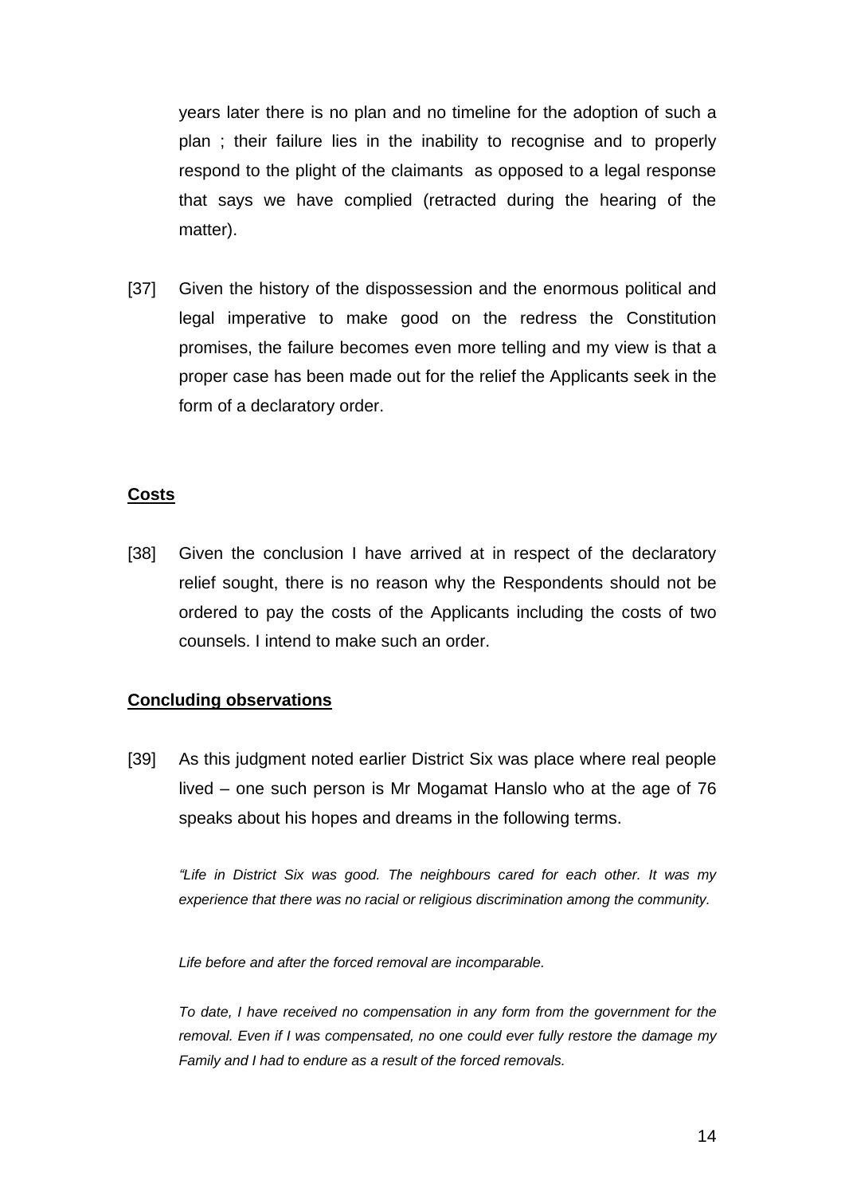years later there is no plan and no timeline for the adoption of such a plan ; their failure lies in the inability to recognise and to properly respond to the plight of the claimants as opposed to a legal response that says we have complied (retracted during the hearing of the matter).

[37] Given the history of the dispossession and the enormous political and legal imperative to make good on the redress the Constitution promises, the failure becomes even more telling and my view is that a proper case has been made out for the relief the Applicants seek in the form of a declaratory order.

**Costs**

[38] Given the conclusion I have arrived at in respect of the declaratory relief sought, there is no reason why the Respondents should not be ordered to pay the costs of the Applicants including the costs of two counsels. I intend to make such an order.

**Concluding observations**

[39] As this judgment noted earlier District Six was place where real people lived – one such person is Mr Mogamat Hanslo who at the age of 76 speaks about his hopes and dreams in the following terms.

> *"Life in District Six was good. The neighbours cared for each other. It was my experience that there was no racial or religious discrimination among the community.*
>
> *Life before and after the forced removal are incomparable.*
>
> *To date, I have received no compensation in any form from the government for the removal. Even if I was compensated, no one could ever fully restore the damage my Family and I had to endure as a result of the forced removals.*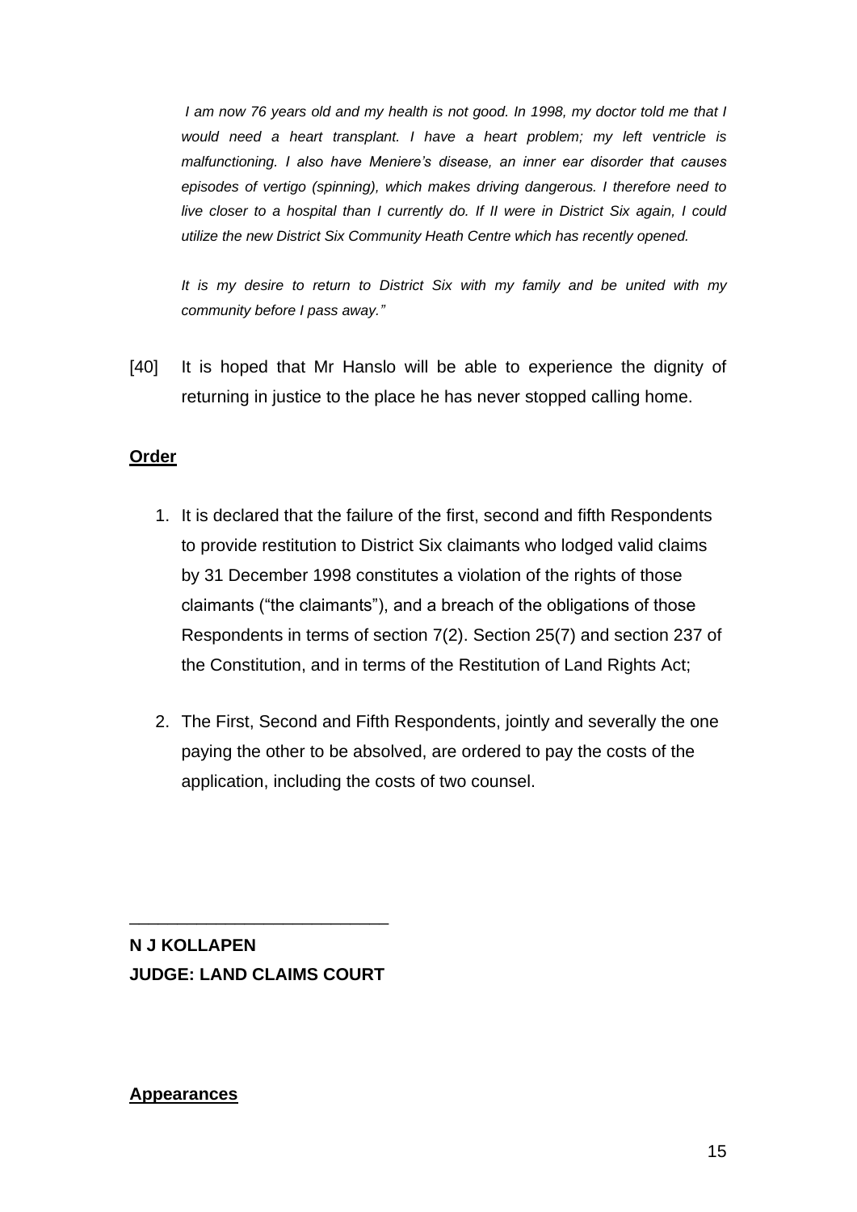*I am now 76 years old and my health is not good. In 1998, my doctor told me that I would need a heart transplant. I have a heart problem; my left ventricle is malfunctioning. I also have Meniere's disease, an inner ear disorder that causes episodes of vertigo (spinning), which makes driving dangerous. I therefore need to live closer to a hospital than I currently do. If II were in District Six again, I could utilize the new District Six Community Heath Centre which has recently opened.*

*It is my desire to return to District Six with my family and be united with my community before I pass away."*

[40] It is hoped that Mr Hanslo will be able to experience the dignity of returning in justice to the place he has never stopped calling home.

**Order**

1. It is declared that the failure of the first, second and fifth Respondents to provide restitution to District Six claimants who lodged valid claims by 31 December 1998 constitutes a violation of the rights of those claimants ("the claimants"), and a breach of the obligations of those Respondents in terms of section 7(2). Section 25(7) and section 237 of the Constitution, and in terms of the Restitution of Land Rights Act;

2. The First, Second and Fifth Respondents, jointly and severally the one paying the other to be absolved, are ordered to pay the costs of the application, including the costs of two counsel.

___________________________

**N J KOLLAPEN**
**JUDGE: LAND CLAIMS COURT**

**Appearances**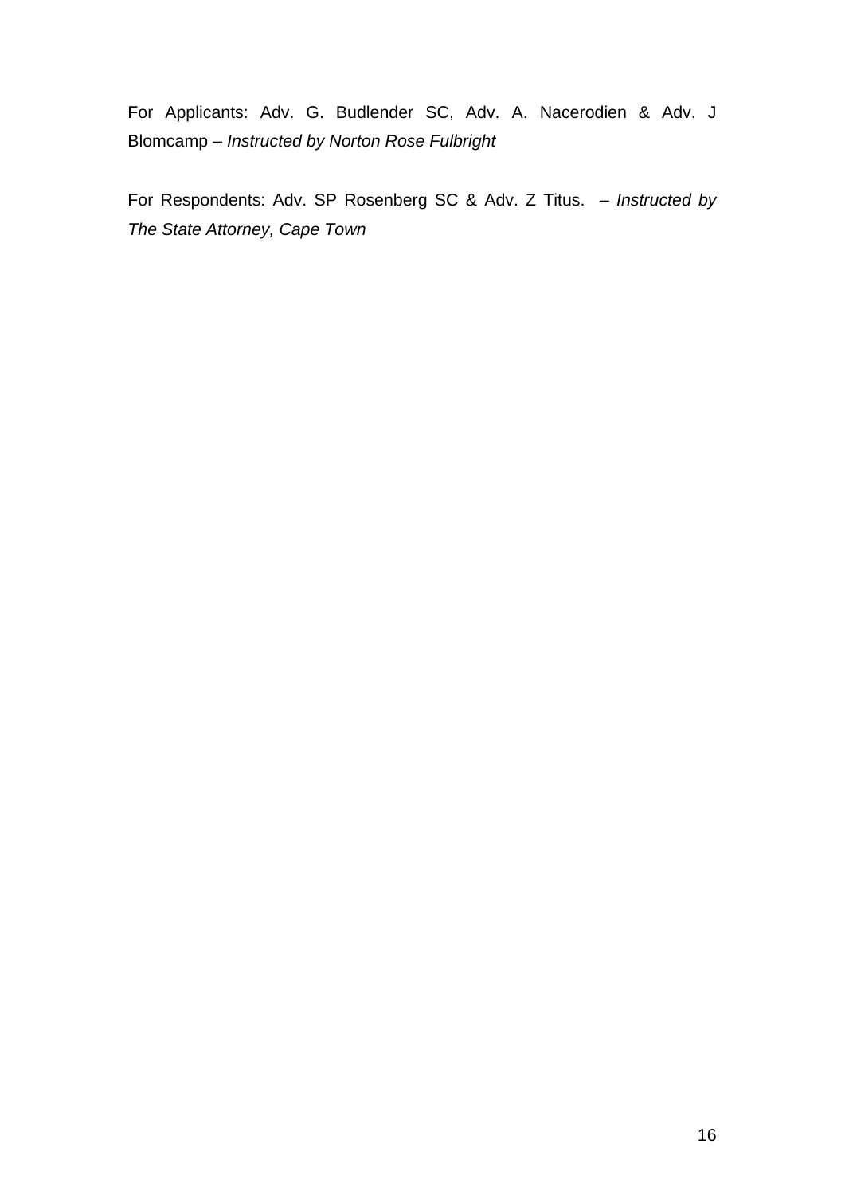For Applicants: Adv. G. Budlender SC, Adv. A. Nacerodien & Adv. J Blomcamp – *Instructed by Norton Rose Fulbright*

For Respondents: Adv. SP Rosenberg SC & Adv. Z Titus. – *Instructed by The State Attorney, Cape Town*